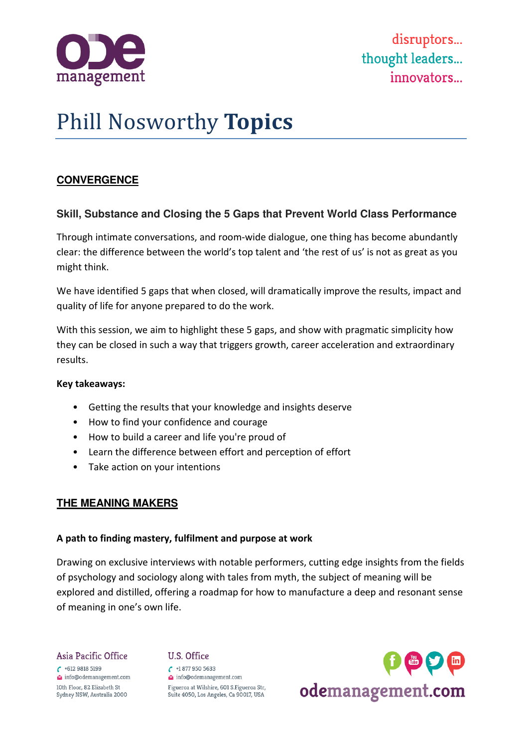disruptors...
thought leaders...
innovators...

# Phill Nosworthy **Topics**

## CONVERGENCE

### Skill, Substance and Closing the 5 Gaps that Prevent World Class Performance

Through intimate conversations, and room-wide dialogue, one thing has become abundantly clear: the difference between the world's top talent and 'the rest of us' is not as great as you might think.

We have identified 5 gaps that when closed, will dramatically improve the results, impact and quality of life for anyone prepared to do the work.

With this session, we aim to highlight these 5 gaps, and show with pragmatic simplicity how they can be closed in such a way that triggers growth, career acceleration and extraordinary results.

**Key takeaways:**

- Getting the results that your knowledge and insights deserve
- How to find your confidence and courage
- How to build a career and life you're proud of
- Learn the difference between effort and perception of effort
- Take action on your intentions

## THE MEANING MAKERS

**A path to finding mastery, fulfilment and purpose at work**

Drawing on exclusive interviews with notable performers, cutting edge insights from the fields of psychology and sociology along with tales from myth, the subject of meaning will be explored and distilled, offering a roadmap for how to manufacture a deep and resonant sense of meaning in one's own life.

Asia Pacific Office
+612 9818 5199
info@odemanagement.com
10th Floor, 82 Elizabeth St
Sydney NSW, Australia 2000

U.S. Office
+1 877 950 5633
info@odemanagement.com
Figueroa at Wilshire, 601 S.Figueroa Str,
Suite 4050, Los Angeles, Ca 90017, USA

odemanagement.com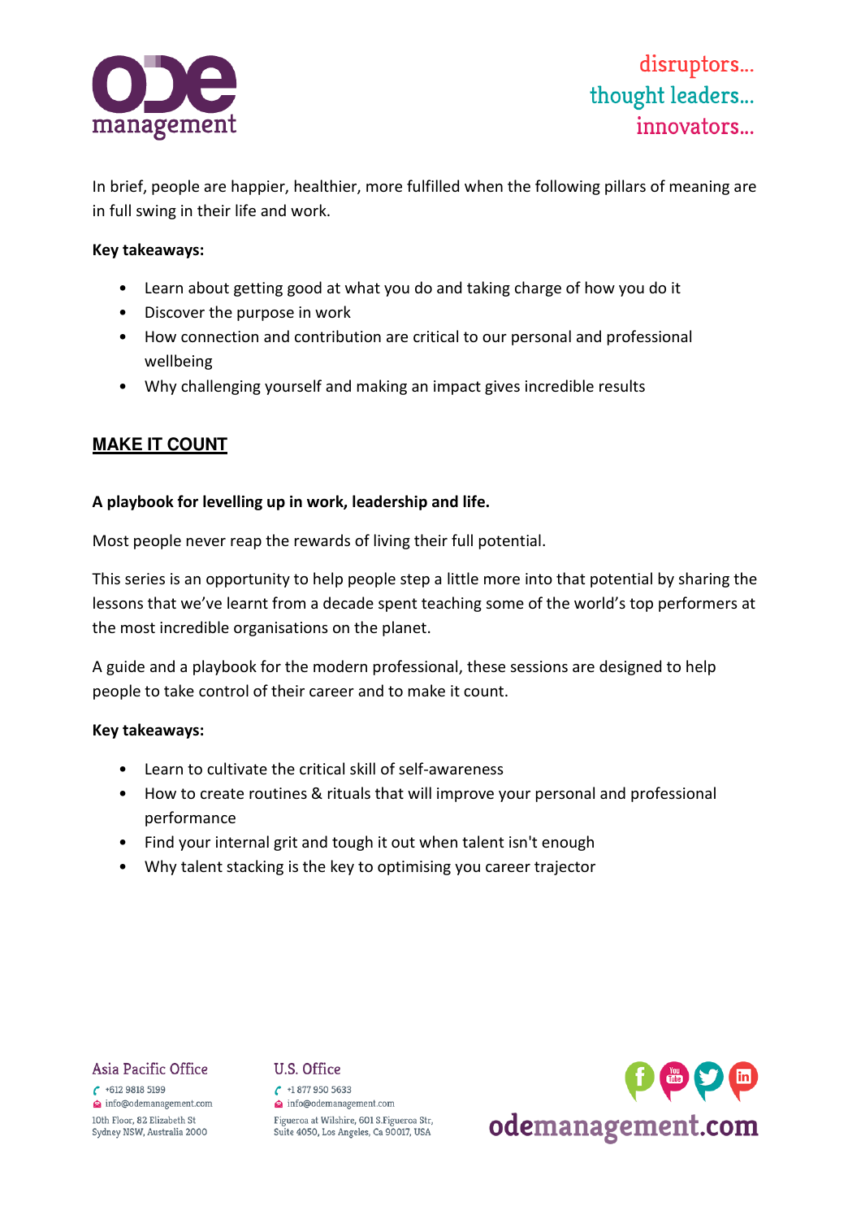In brief, people are happier, healthier, more fulfilled when the following pillars of meaning are in full swing in their life and work.

**Key takeaways:**

- Learn about getting good at what you do and taking charge of how you do it
- Discover the purpose in work
- How connection and contribution are critical to our personal and professional wellbeing
- Why challenging yourself and making an impact gives incredible results

## MAKE IT COUNT

**A playbook for levelling up in work, leadership and life.**

Most people never reap the rewards of living their full potential.

This series is an opportunity to help people step a little more into that potential by sharing the lessons that we've learnt from a decade spent teaching some of the world's top performers at the most incredible organisations on the planet.

A guide and a playbook for the modern professional, these sessions are designed to help people to take control of their career and to make it count.

**Key takeaways:**

- Learn to cultivate the critical skill of self-awareness
- How to create routines & rituals that will improve your personal and professional performance
- Find your internal grit and tough it out when talent isn't enough
- Why talent stacking is the key to optimising you career trajector